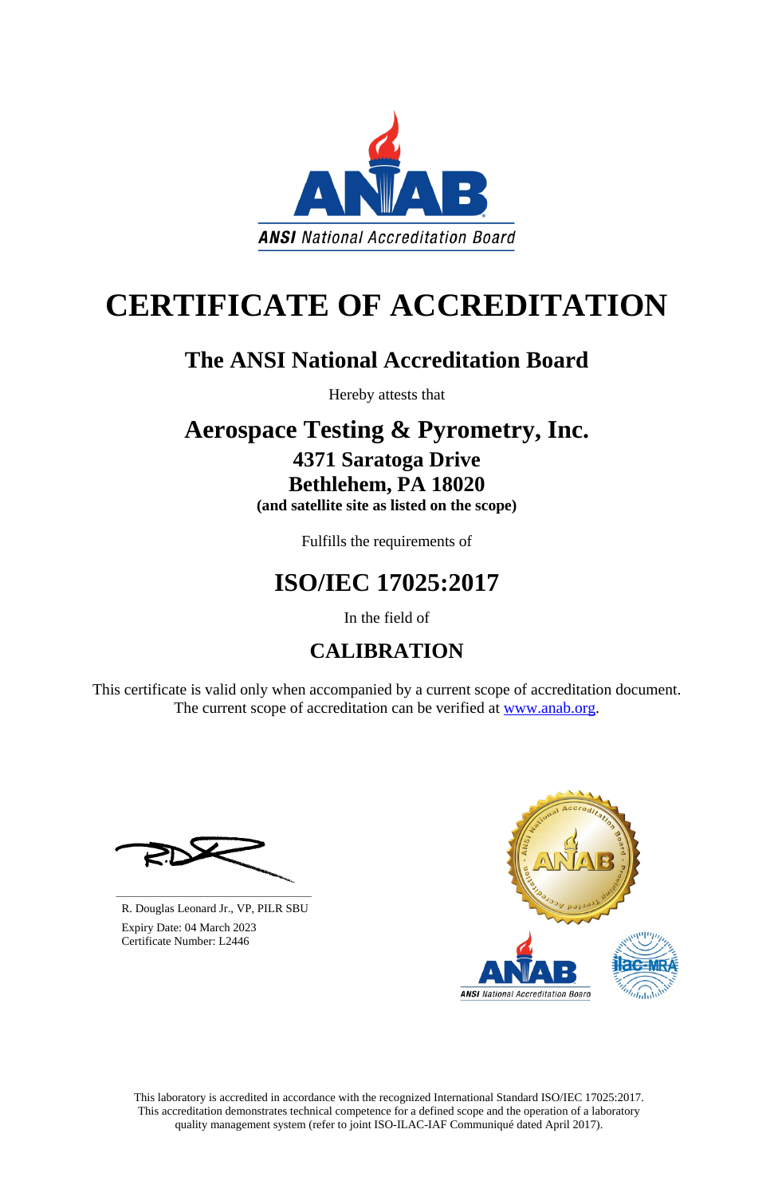ANSI National Accreditation Board

# CERTIFICATE OF ACCREDITATION

## The ANSI National Accreditation Board

Hereby attests that

## Aerospace Testing & Pyrometry, Inc.

### 4371 Saratoga Drive
### Bethlehem, PA 18020

**(and satellite site as listed on the scope)**

Fulfills the requirements of

## ISO/IEC 17025:2017

In the field of

## CALIBRATION

This certificate is valid only when accompanied by a current scope of accreditation document.
The current scope of accreditation can be verified at www.anab.org.

R. Douglas Leonard Jr., VP, PILR SBU

Expiry Date: 04 March 2023

Certificate Number: L2446

This laboratory is accredited in accordance with the recognized International Standard ISO/IEC 17025:2017.
This accreditation demonstrates technical competence for a defined scope and the operation of a laboratory quality management system (refer to joint ISO-ILAC-IAF Communiqué dated April 2017).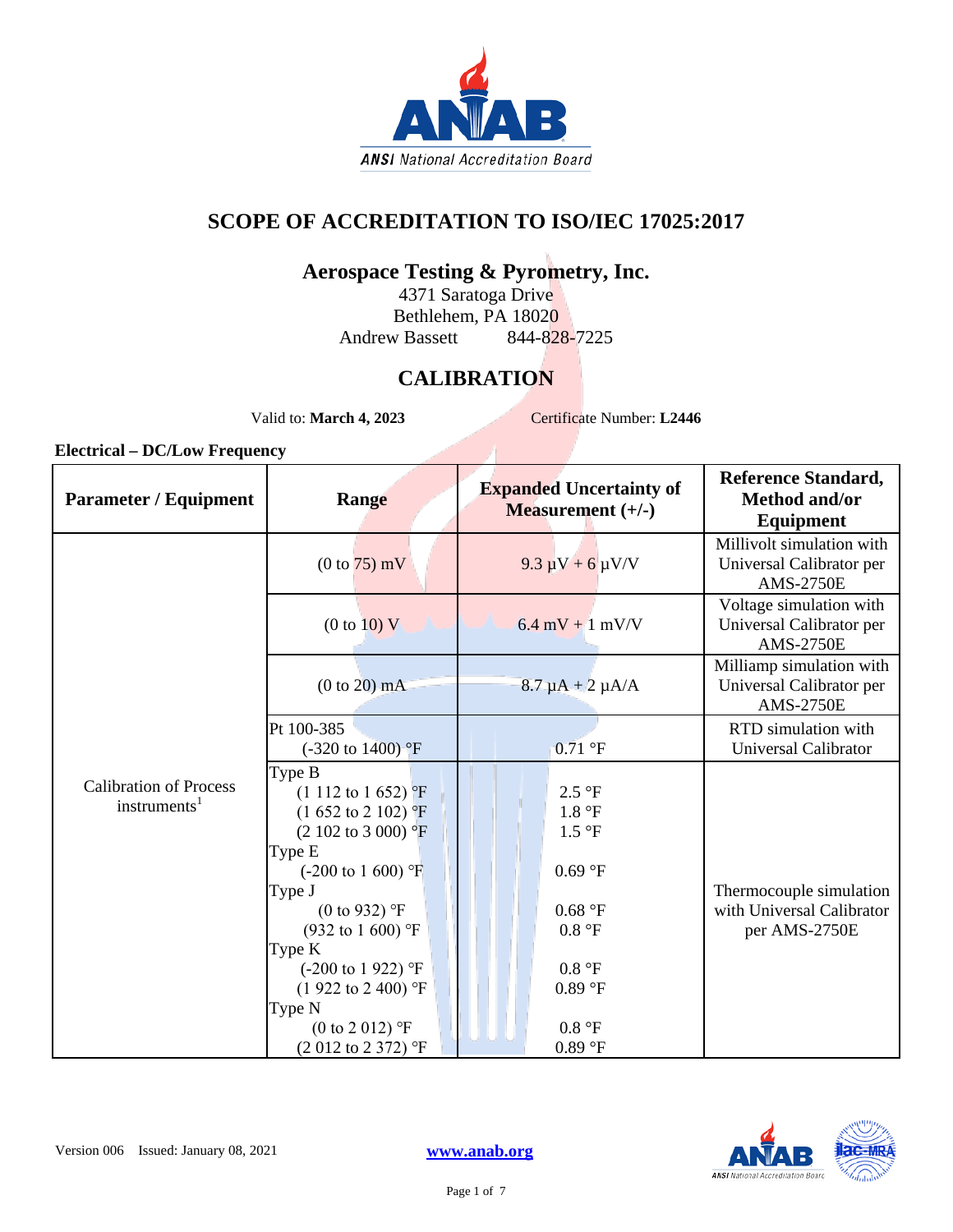# SCOPE OF ACCREDITATION TO ISO/IEC 17025:2017

## Aerospace Testing & Pyrometry, Inc.

4371 Saratoga Drive
Bethlehem, PA 18020
Andrew Bassett 844-828-7225

## CALIBRATION

Valid to: **March 4, 2023** Certificate Number: **L2446**

### Electrical – DC/Low Frequency

| Parameter / Equipment | Range | Expanded Uncertainty of Measurement (+/-) | Reference Standard, Method and/or Equipment |
|---|---|---|---|
| Calibration of Process instruments[1] | (0 to 75) mV | 9.3 µV + 6 µV/V | Millivolt simulation with Universal Calibrator per AMS-2750E |
| | (0 to 10) V | 6.4 mV + 1 mV/V | Voltage simulation with Universal Calibrator per AMS-2750E |
| | (0 to 20) mA | 8.7 µA + 2 µA/A | Milliamp simulation with Universal Calibrator per AMS-2750E |
| | Pt 100-385<br>(-320 to 1400) °F | 0.71 °F | RTD simulation with Universal Calibrator |
| | Type B<br>(1 112 to 1 652) °F<br>(1 652 to 2 102) °F<br>(2 102 to 3 000) °F<br>Type E<br>(-200 to 1 600) °F<br>Type J<br>(0 to 932) °F<br>(932 to 1 600) °F<br>Type K<br>(-200 to 1 922) °F<br>(1 922 to 2 400) °F<br>Type N<br>(0 to 2 012) °F<br>(2 012 to 2 372) °F | <br>2.5 °F<br>1.8 °F<br>1.5 °F<br><br>0.69 °F<br><br>0.68 °F<br>0.8 °F<br><br>0.8 °F<br>0.89 °F<br><br>0.8 °F<br>0.89 °F | Thermocouple simulation with Universal Calibrator per AMS-2750E |

Version 006 Issued: January 08, 2021 www.anab.org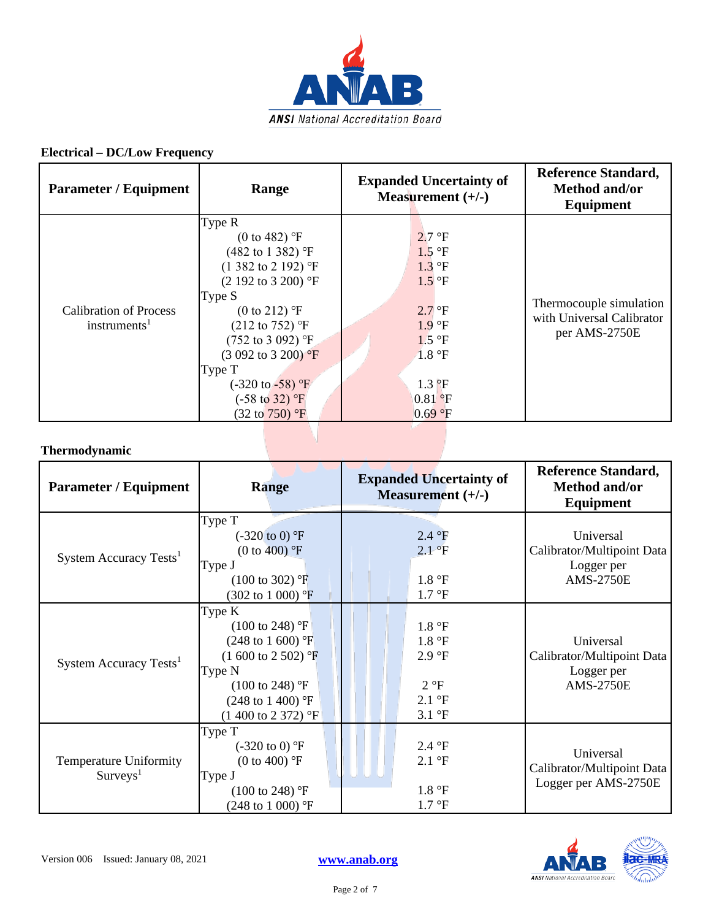## Electrical – DC/Low Frequency

| Parameter / Equipment | Range | Expanded Uncertainty of Measurement (+/-) | Reference Standard, Method and/or Equipment |
|---|---|---|---|
| Calibration of Process instruments[1] | Type R<br>(0 to 482) °F<br>(482 to 1 382) °F<br>(1 382 to 2 192) °F<br>(2 192 to 3 200) °F<br>Type S<br>(0 to 212) °F<br>(212 to 752) °F<br>(752 to 3 092) °F<br>(3 092 to 3 200) °F<br>Type T<br>(-320 to -58) °F<br>(-58 to 32) °F<br>(32 to 750) °F | <br>2.7 °F<br>1.5 °F<br>1.3 °F<br>1.5 °F<br><br>2.7 °F<br>1.9 °F<br>1.5 °F<br>1.8 °F<br><br>1.3 °F<br>0.81 °F<br>0.69 °F | Thermocouple simulation with Universal Calibrator per AMS-2750E |

## Thermodynamic

| Parameter / Equipment | Range | Expanded Uncertainty of Measurement (+/-) | Reference Standard, Method and/or Equipment |
|---|---|---|---|
| System Accuracy Tests[1] | Type T<br>(-320 to 0) °F<br>(0 to 400) °F<br>Type J<br>(100 to 302) °F<br>(302 to 1 000) °F | <br>2.4 °F<br>2.1 °F<br><br>1.8 °F<br>1.7 °F | Universal Calibrator/Multipoint Data Logger per AMS-2750E |
| System Accuracy Tests[1] | Type K<br>(100 to 248) °F<br>(248 to 1 600) °F<br>(1 600 to 2 502) °F<br>Type N<br>(100 to 248) °F<br>(248 to 1 400) °F<br>(1 400 to 2 372) °F | <br>1.8 °F<br>1.8 °F<br>2.9 °F<br><br>2 °F<br>2.1 °F<br>3.1 °F | Universal Calibrator/Multipoint Data Logger per AMS-2750E |
| Temperature Uniformity Surveys[1] | Type T<br>(-320 to 0) °F<br>(0 to 400) °F<br>Type J<br>(100 to 248) °F<br>(248 to 1 000) °F | <br>2.4 °F<br>2.1 °F<br><br>1.8 °F<br>1.7 °F | Universal Calibrator/Multipoint Data Logger per AMS-2750E |

Version 006 Issued: January 08, 2021 www.anab.org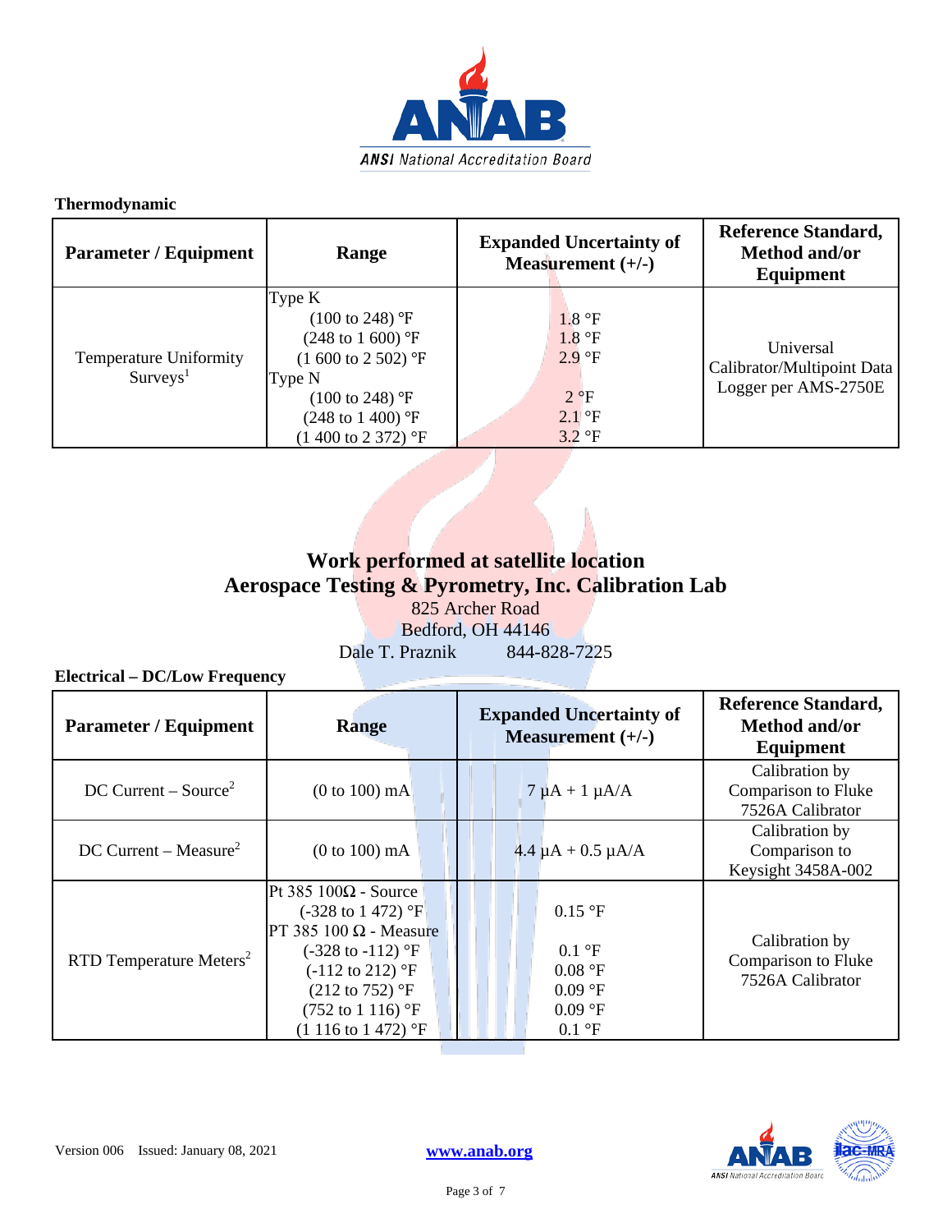**Thermodynamic**

| Parameter / Equipment | Range | Expanded Uncertainty of Measurement (+/-) | Reference Standard, Method and/or Equipment |
|---|---|---|---|
| Temperature Uniformity Surveys[1] | Type K<br>(100 to 248) °F<br>(248 to 1 600) °F<br>(1 600 to 2 502) °F<br>Type N<br>(100 to 248) °F<br>(248 to 1 400) °F<br>(1 400 to 2 372) °F | <br>1.8 °F<br>1.8 °F<br>2.9 °F<br><br>2 °F<br>2.1 °F<br>3.2 °F | Universal Calibrator/Multipoint Data Logger per AMS-2750E |

## Work performed at satellite location
## Aerospace Testing & Pyrometry, Inc. Calibration Lab

825 Archer Road
Bedford, OH 44146
Dale T. Praznik 844-828-7225

**Electrical – DC/Low Frequency**

| Parameter / Equipment | Range | Expanded Uncertainty of Measurement (+/-) | Reference Standard, Method and/or Equipment |
|---|---|---|---|
| DC Current – Source[2] | (0 to 100) mA | 7 µA + 1 µA/A | Calibration by Comparison to Fluke 7526A Calibrator |
| DC Current – Measure[2] | (0 to 100) mA | 4.4 µA + 0.5 µA/A | Calibration by Comparison to Keysight 3458A-002 |
| RTD Temperature Meters[2] | Pt 385 100Ω - Source<br>(-328 to 1 472) °F<br>PT 385 100 Ω - Measure<br>(-328 to -112) °F<br>(-112 to 212) °F<br>(212 to 752) °F<br>(752 to 1 116) °F<br>(1 116 to 1 472) °F | <br>0.15 °F<br><br>0.1 °F<br>0.08 °F<br>0.09 °F<br>0.09 °F<br>0.1 °F | Calibration by Comparison to Fluke 7526A Calibrator |

Version 006 Issued: January 08, 2021 www.anab.org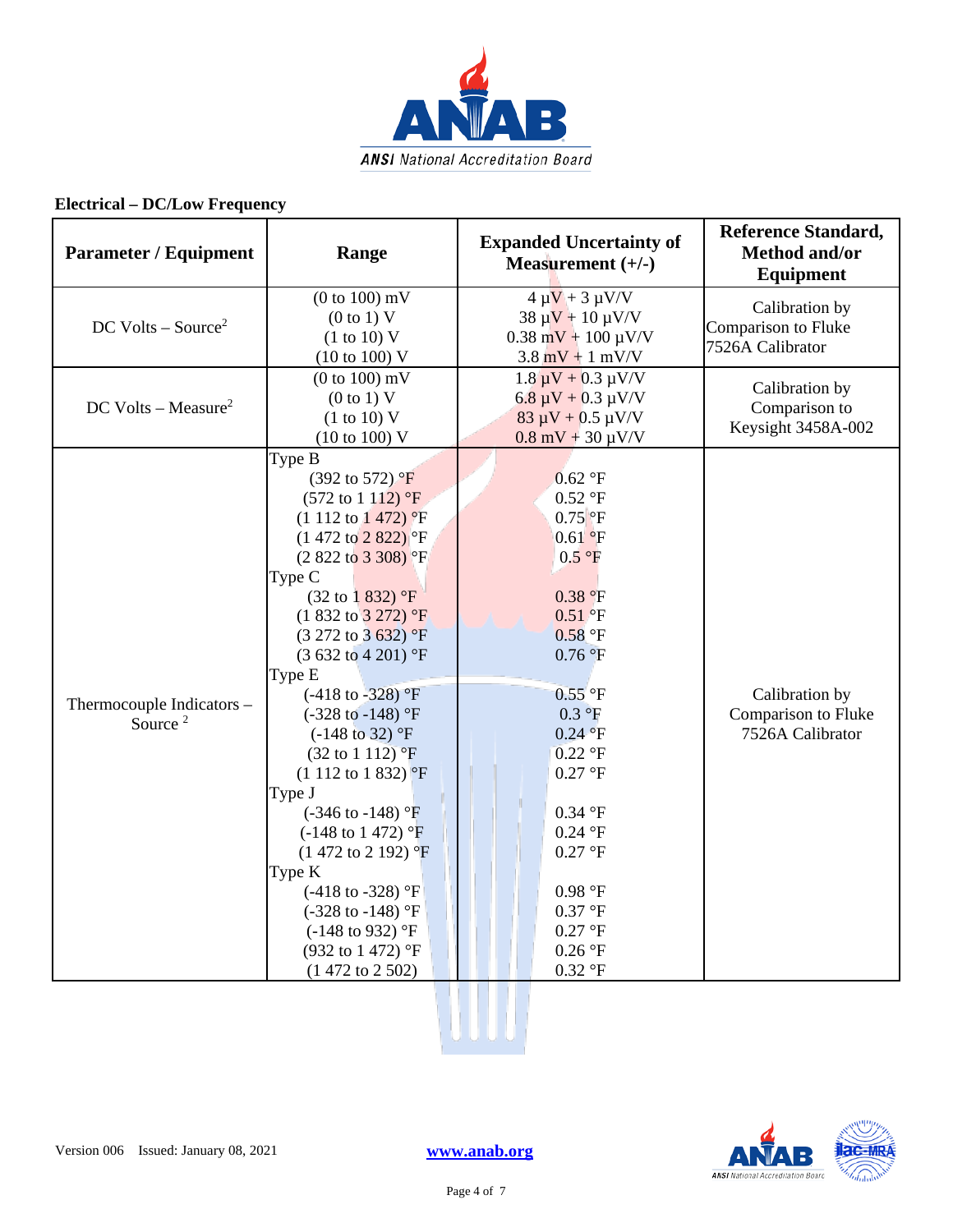## Electrical – DC/Low Frequency

| Parameter / Equipment | Range | Expanded Uncertainty of Measurement (+/-) | Reference Standard, Method and/or Equipment |
|---|---|---|---|
| DC Volts – Source[2] | (0 to 100) mV<br>(0 to 1) V<br>(1 to 10) V<br>(10 to 100) V | 4 µV + 3 µV/V<br>38 µV + 10 µV/V<br>0.38 mV + 100 µV/V<br>3.8 mV + 1 mV/V | Calibration by Comparison to Fluke 7526A Calibrator |
| DC Volts – Measure[2] | (0 to 100) mV<br>(0 to 1) V<br>(1 to 10) V<br>(10 to 100) V | 1.8 µV + 0.3 µV/V<br>6.8 µV + 0.3 µV/V<br>83 µV + 0.5 µV/V<br>0.8 mV + 30 µV/V | Calibration by Comparison to Keysight 3458A-002 |
| Thermocouple Indicators – Source [2] | Type B<br>(392 to 572) °F<br>(572 to 1 112) °F<br>(1 112 to 1 472) °F<br>(1 472 to 2 822) °F<br>(2 822 to 3 308) °F<br>Type C<br>(32 to 1 832) °F<br>(1 832 to 3 272) °F<br>(3 272 to 3 632) °F<br>(3 632 to 4 201) °F<br>Type E<br>(-418 to -328) °F<br>(-328 to -148) °F<br>(-148 to 32) °F<br>(32 to 1 112) °F<br>(1 112 to 1 832) °F<br>Type J<br>(-346 to -148) °F<br>(-148 to 1 472) °F<br>(1 472 to 2 192) °F<br>Type K<br>(-418 to -328) °F<br>(-328 to -148) °F<br>(-148 to 932) °F<br>(932 to 1 472) °F<br>(1 472 to 2 502) | <br>0.62 °F<br>0.52 °F<br>0.75 °F<br>0.61 °F<br>0.5 °F<br><br>0.38 °F<br>0.51 °F<br>0.58 °F<br>0.76 °F<br><br>0.55 °F<br>0.3 °F<br>0.24 °F<br>0.22 °F<br>0.27 °F<br><br>0.34 °F<br>0.24 °F<br>0.27 °F<br><br>0.98 °F<br>0.37 °F<br>0.27 °F<br>0.26 °F<br>0.32 °F | Calibration by Comparison to Fluke 7526A Calibrator |

Version 006 Issued: January 08, 2021 www.anab.org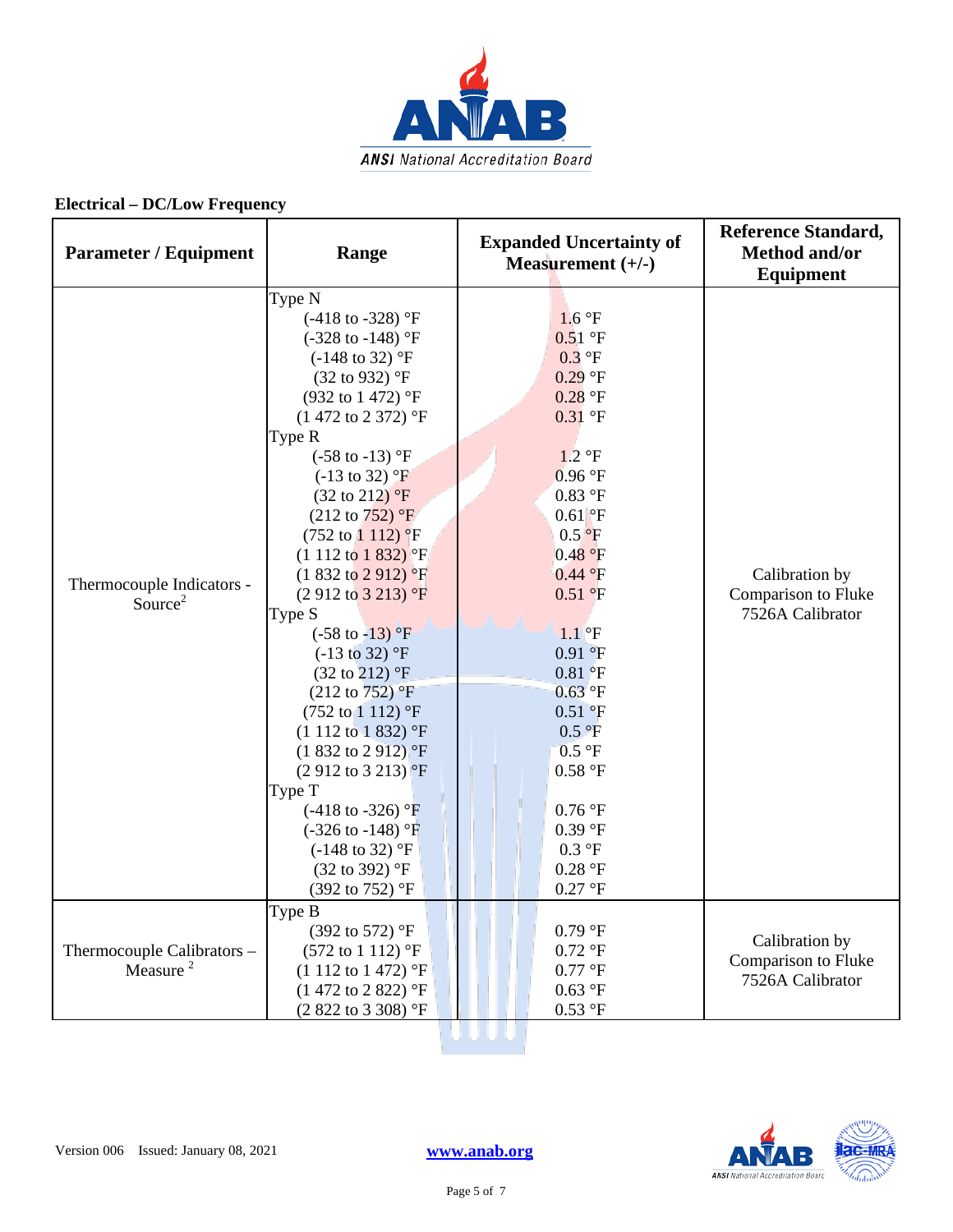## Electrical – DC/Low Frequency

| Parameter / Equipment | Range | Expanded Uncertainty of Measurement (+/-) | Reference Standard, Method and/or Equipment |
|---|---|---|---|
| Thermocouple Indicators - Source[2] | Type N | | Calibration by Comparison to Fluke 7526A Calibrator |
| | (-418 to -328) °F | 1.6 °F | |
| | (-328 to -148) °F | 0.51 °F | |
| | (-148 to 32) °F | 0.3 °F | |
| | (32 to 932) °F | 0.29 °F | |
| | (932 to 1 472) °F | 0.28 °F | |
| | (1 472 to 2 372) °F | 0.31 °F | |
| | Type R | | |
| | (-58 to -13) °F | 1.2 °F | |
| | (-13 to 32) °F | 0.96 °F | |
| | (32 to 212) °F | 0.83 °F | |
| | (212 to 752) °F | 0.61 °F | |
| | (752 to 1 112) °F | 0.5 °F | |
| | (1 112 to 1 832) °F | 0.48 °F | |
| | (1 832 to 2 912) °F | 0.44 °F | |
| | (2 912 to 3 213) °F | 0.51 °F | |
| | Type S | | |
| | (-58 to -13) °F | 1.1 °F | |
| | (-13 to 32) °F | 0.91 °F | |
| | (32 to 212) °F | 0.81 °F | |
| | (212 to 752) °F | 0.63 °F | |
| | (752 to 1 112) °F | 0.51 °F | |
| | (1 112 to 1 832) °F | 0.5 °F | |
| | (1 832 to 2 912) °F | 0.5 °F | |
| | (2 912 to 3 213) °F | 0.58 °F | |
| | Type T | | |
| | (-418 to -326) °F | 0.76 °F | |
| | (-326 to -148) °F | 0.39 °F | |
| | (-148 to 32) °F | 0.3 °F | |
| | (32 to 392) °F | 0.28 °F | |
| | (392 to 752) °F | 0.27 °F | |
| Thermocouple Calibrators – Measure [2] | Type B | | Calibration by Comparison to Fluke 7526A Calibrator |
| | (392 to 572) °F | 0.79 °F | |
| | (572 to 1 112) °F | 0.72 °F | |
| | (1 112 to 1 472) °F | 0.77 °F | |
| | (1 472 to 2 822) °F | 0.63 °F | |
| | (2 822 to 3 308) °F | 0.53 °F | |

Version 006 Issued: January 08, 2021 www.anab.org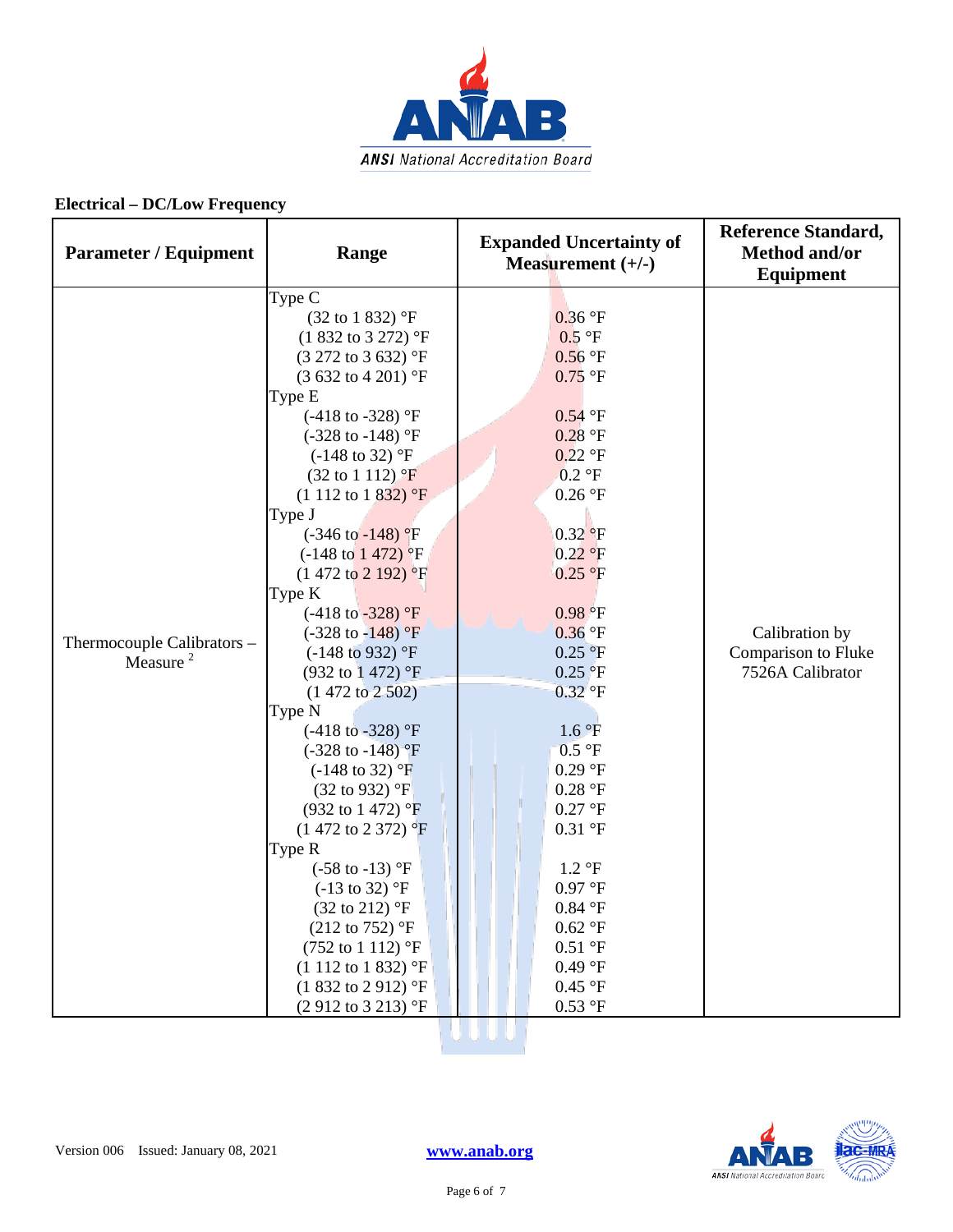**Electrical – DC/Low Frequency**

| Parameter / Equipment | Range | Expanded Uncertainty of Measurement (+/-) | Reference Standard, Method and/or Equipment |
|---|---|---|---|
| Thermocouple Calibrators – Measure [2] | Type C | | Calibration by Comparison to Fluke 7526A Calibrator |
| | (32 to 1 832) °F | 0.36 °F | |
| | (1 832 to 3 272) °F | 0.5 °F | |
| | (3 272 to 3 632) °F | 0.56 °F | |
| | (3 632 to 4 201) °F | 0.75 °F | |
| | Type E | | |
| | (-418 to -328) °F | 0.54 °F | |
| | (-328 to -148) °F | 0.28 °F | |
| | (-148 to 32) °F | 0.22 °F | |
| | (32 to 1 112) °F | 0.2 °F | |
| | (1 112 to 1 832) °F | 0.26 °F | |
| | Type J | | |
| | (-346 to -148) °F | 0.32 °F | |
| | (-148 to 1 472) °F | 0.22 °F | |
| | (1 472 to 2 192) °F | 0.25 °F | |
| | Type K | | |
| | (-418 to -328) °F | 0.98 °F | |
| | (-328 to -148) °F | 0.36 °F | |
| | (-148 to 932) °F | 0.25 °F | |
| | (932 to 1 472) °F | 0.25 °F | |
| | (1 472 to 2 502) | 0.32 °F | |
| | Type N | | |
| | (-418 to -328) °F | 1.6 °F | |
| | (-328 to -148) °F | 0.5 °F | |
| | (-148 to 32) °F | 0.29 °F | |
| | (32 to 932) °F | 0.28 °F | |
| | (932 to 1 472) °F | 0.27 °F | |
| | (1 472 to 2 372) °F | 0.31 °F | |
| | Type R | | |
| | (-58 to -13) °F | 1.2 °F | |
| | (-13 to 32) °F | 0.97 °F | |
| | (32 to 212) °F | 0.84 °F | |
| | (212 to 752) °F | 0.62 °F | |
| | (752 to 1 112) °F | 0.51 °F | |
| | (1 112 to 1 832) °F | 0.49 °F | |
| | (1 832 to 2 912) °F | 0.45 °F | |
| | (2 912 to 3 213) °F | 0.53 °F | |

Version 006 Issued: January 08, 2021 www.anab.org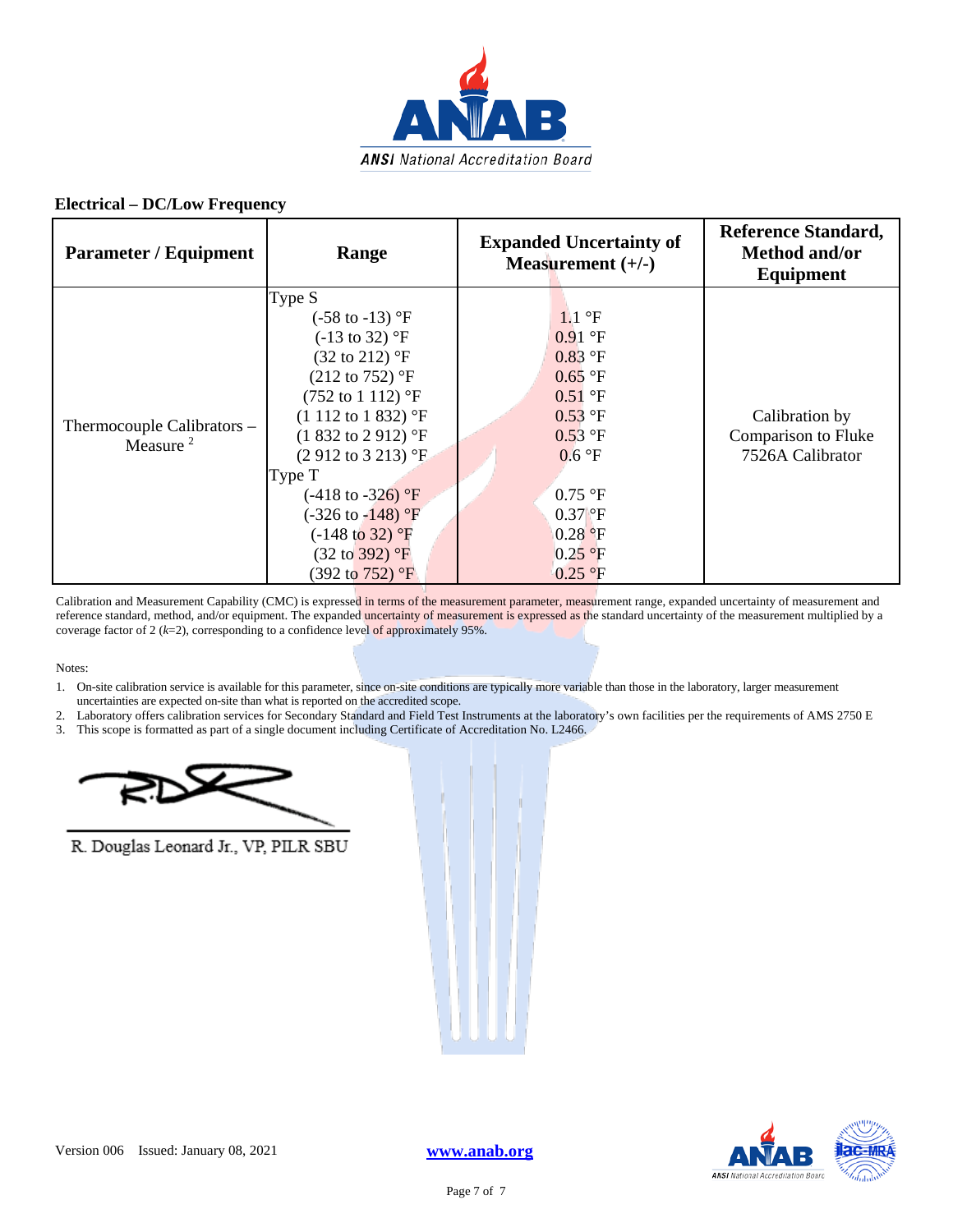## Electrical – DC/Low Frequency

| Parameter / Equipment | Range | Expanded Uncertainty of Measurement (+/-) | Reference Standard, Method and/or Equipment |
|---|---|---|---|
| Thermocouple Calibrators – Measure [2] | Type S | | Calibration by Comparison to Fluke 7526A Calibrator |
| | (-58 to -13) °F | 1.1 °F | |
| | (-13 to 32) °F | 0.91 °F | |
| | (32 to 212) °F | 0.83 °F | |
| | (212 to 752) °F | 0.65 °F | |
| | (752 to 1 112) °F | 0.51 °F | |
| | (1 112 to 1 832) °F | 0.53 °F | |
| | (1 832 to 2 912) °F | 0.53 °F | |
| | (2 912 to 3 213) °F | 0.6 °F | |
| | Type T | | |
| | (-418 to -326) °F | 0.75 °F | |
| | (-326 to -148) °F | 0.37 °F | |
| | (-148 to 32) °F | 0.28 °F | |
| | (32 to 392) °F | 0.25 °F | |
| | (392 to 752) °F | 0.25 °F | |

Calibration and Measurement Capability (CMC) is expressed in terms of the measurement parameter, measurement range, expanded uncertainty of measurement and reference standard, method, and/or equipment. The expanded uncertainty of measurement is expressed as the standard uncertainty of the measurement multiplied by a coverage factor of 2 ($k$=2), corresponding to a confidence level of approximately 95%.

Notes:

1. On-site calibration service is available for this parameter, since on-site conditions are typically more variable than those in the laboratory, larger measurement uncertainties are expected on-site than what is reported on the accredited scope.
2. Laboratory offers calibration services for Secondary Standard and Field Test Instruments at the laboratory's own facilities per the requirements of AMS 2750 E
3. This scope is formatted as part of a single document including Certificate of Accreditation No. L2466.

R. Douglas Leonard Jr., VP, PILR SBU

Version 006 Issued: January 08, 2021

www.anab.org